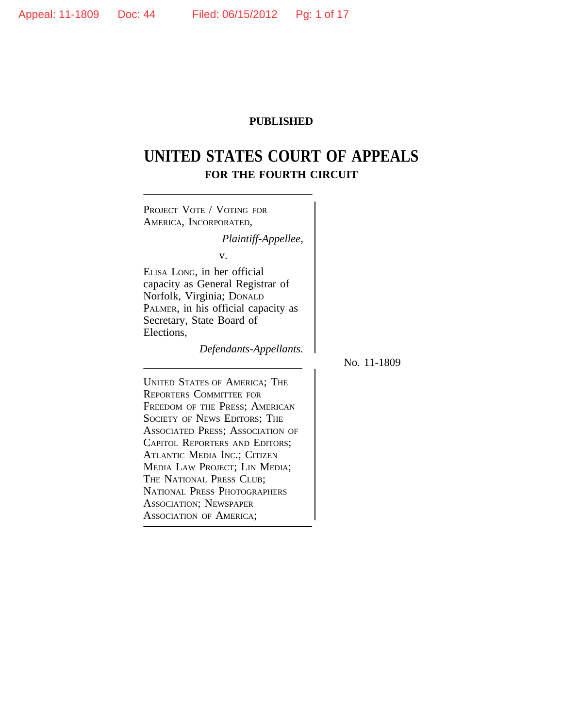**PUBLISHED**

# UNITED STATES COURT OF APPEALS
## FOR THE FOURTH CIRCUIT

PROJECT VOTE / VOTING FOR AMERICA, INCORPORATED,

*Plaintiff-Appellee,*

v.

ELISA LONG, in her official capacity as General Registrar of Norfolk, Virginia; DONALD PALMER, in his official capacity as Secretary, State Board of Elections,

*Defendants-Appellants.*

No. 11-1809

UNITED STATES OF AMERICA; THE REPORTERS COMMITTEE FOR FREEDOM OF THE PRESS; AMERICAN SOCIETY OF NEWS EDITORS; THE ASSOCIATED PRESS; ASSOCIATION OF CAPITOL REPORTERS AND EDITORS; ATLANTIC MEDIA INC.; CITIZEN MEDIA LAW PROJECT; LIN MEDIA; THE NATIONAL PRESS CLUB; NATIONAL PRESS PHOTOGRAPHERS ASSOCIATION; NEWSPAPER ASSOCIATION OF AMERICA;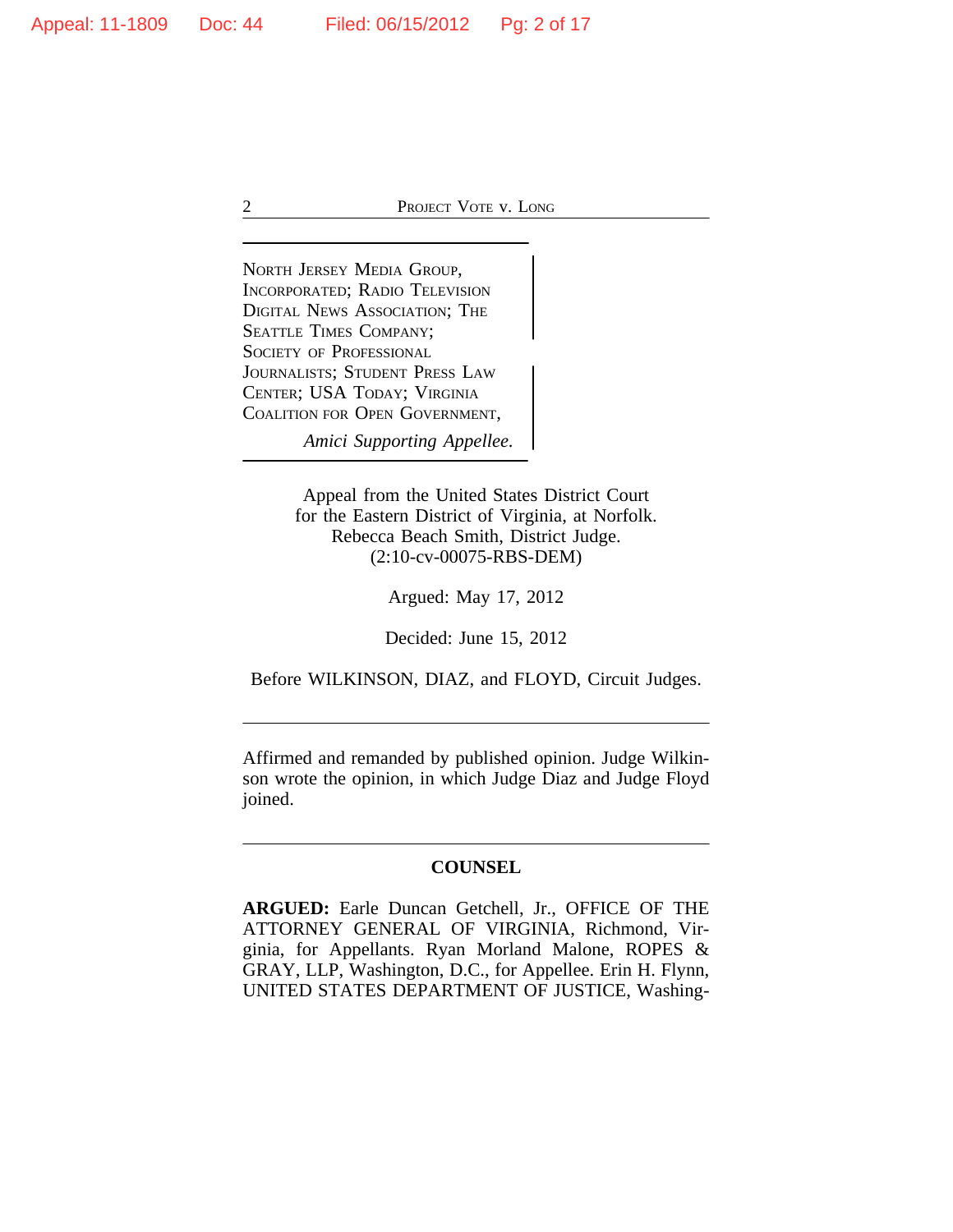NORTH JERSEY MEDIA GROUP, INCORPORATED; RADIO TELEVISION DIGITAL NEWS ASSOCIATION; THE SEATTLE TIMES COMPANY; SOCIETY OF PROFESSIONAL JOURNALISTS; STUDENT PRESS LAW CENTER; USA TODAY; VIRGINIA COALITION FOR OPEN GOVERNMENT,

*Amici Supporting Appellee.*

Appeal from the United States District Court
for the Eastern District of Virginia, at Norfolk.
Rebecca Beach Smith, District Judge.
(2:10-cv-00075-RBS-DEM)

Argued: May 17, 2012

Decided: June 15, 2012

Before WILKINSON, DIAZ, and FLOYD, Circuit Judges.

---

Affirmed and remanded by published opinion. Judge Wilkinson wrote the opinion, in which Judge Diaz and Judge Floyd joined.

---

## COUNSEL

**ARGUED:** Earle Duncan Getchell, Jr., OFFICE OF THE ATTORNEY GENERAL OF VIRGINIA, Richmond, Virginia, for Appellants. Ryan Morland Malone, ROPES & GRAY, LLP, Washington, D.C., for Appellee. Erin H. Flynn, UNITED STATES DEPARTMENT OF JUSTICE, Washing-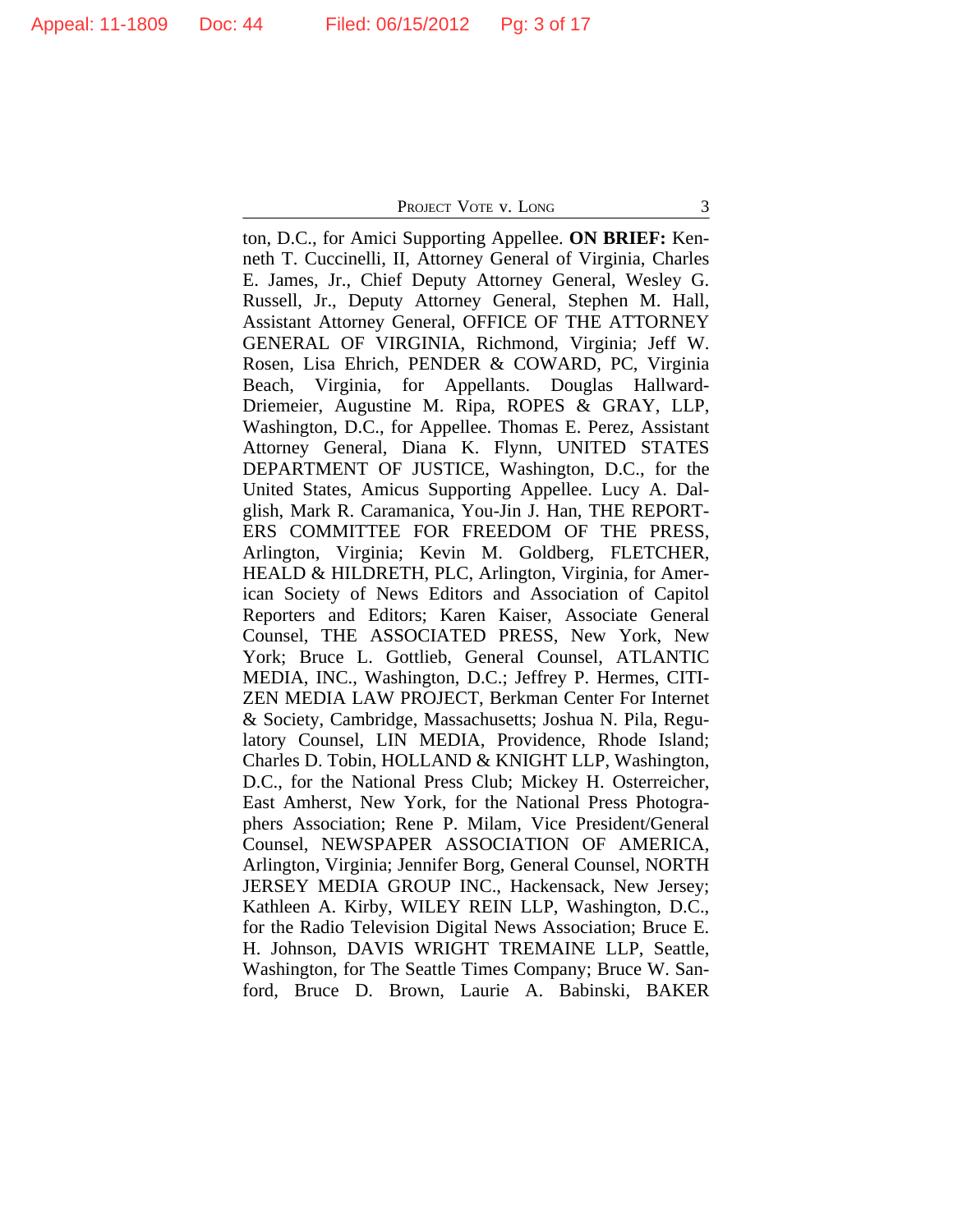ton, D.C., for Amici Supporting Appellee. **ON BRIEF:** Kenneth T. Cuccinelli, II, Attorney General of Virginia, Charles E. James, Jr., Chief Deputy Attorney General, Wesley G. Russell, Jr., Deputy Attorney General, Stephen M. Hall, Assistant Attorney General, OFFICE OF THE ATTORNEY GENERAL OF VIRGINIA, Richmond, Virginia; Jeff W. Rosen, Lisa Ehrich, PENDER & COWARD, PC, Virginia Beach, Virginia, for Appellants. Douglas Hallward-Driemeier, Augustine M. Ripa, ROPES & GRAY, LLP, Washington, D.C., for Appellee. Thomas E. Perez, Assistant Attorney General, Diana K. Flynn, UNITED STATES DEPARTMENT OF JUSTICE, Washington, D.C., for the United States, Amicus Supporting Appellee. Lucy A. Dalglish, Mark R. Caramanica, You-Jin J. Han, THE REPORTERS COMMITTEE FOR FREEDOM OF THE PRESS, Arlington, Virginia; Kevin M. Goldberg, FLETCHER, HEALD & HILDRETH, PLC, Arlington, Virginia, for American Society of News Editors and Association of Capitol Reporters and Editors; Karen Kaiser, Associate General Counsel, THE ASSOCIATED PRESS, New York, New York; Bruce L. Gottlieb, General Counsel, ATLANTIC MEDIA, INC., Washington, D.C.; Jeffrey P. Hermes, CITIZEN MEDIA LAW PROJECT, Berkman Center For Internet & Society, Cambridge, Massachusetts; Joshua N. Pila, Regulatory Counsel, LIN MEDIA, Providence, Rhode Island; Charles D. Tobin, HOLLAND & KNIGHT LLP, Washington, D.C., for the National Press Club; Mickey H. Osterreicher, East Amherst, New York, for the National Press Photographers Association; Rene P. Milam, Vice President/General Counsel, NEWSPAPER ASSOCIATION OF AMERICA, Arlington, Virginia; Jennifer Borg, General Counsel, NORTH JERSEY MEDIA GROUP INC., Hackensack, New Jersey; Kathleen A. Kirby, WILEY REIN LLP, Washington, D.C., for the Radio Television Digital News Association; Bruce E. H. Johnson, DAVIS WRIGHT TREMAINE LLP, Seattle, Washington, for The Seattle Times Company; Bruce W. Sanford, Bruce D. Brown, Laurie A. Babinski, BAKER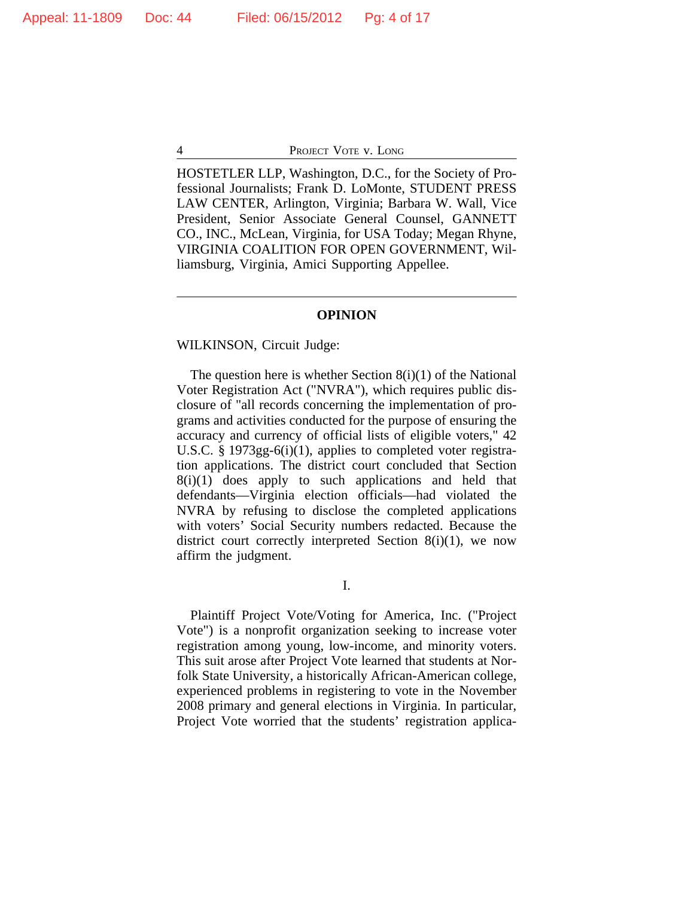HOSTETLER LLP, Washington, D.C., for the Society of Professional Journalists; Frank D. LoMonte, STUDENT PRESS LAW CENTER, Arlington, Virginia; Barbara W. Wall, Vice President, Senior Associate General Counsel, GANNETT CO., INC., McLean, Virginia, for USA Today; Megan Rhyne, VIRGINIA COALITION FOR OPEN GOVERNMENT, Williamsburg, Virginia, Amici Supporting Appellee.

---

## OPINION

WILKINSON, Circuit Judge:

The question here is whether Section 8(i)(1) of the National Voter Registration Act ("NVRA"), which requires public disclosure of "all records concerning the implementation of programs and activities conducted for the purpose of ensuring the accuracy and currency of official lists of eligible voters," 42 U.S.C. § 1973gg-6(i)(1), applies to completed voter registration applications. The district court concluded that Section 8(i)(1) does apply to such applications and held that defendants—Virginia election officials—had violated the NVRA by refusing to disclose the completed applications with voters' Social Security numbers redacted. Because the district court correctly interpreted Section 8(i)(1), we now affirm the judgment.

### I.

Plaintiff Project Vote/Voting for America, Inc. ("Project Vote") is a nonprofit organization seeking to increase voter registration among young, low-income, and minority voters. This suit arose after Project Vote learned that students at Norfolk State University, a historically African-American college, experienced problems in registering to vote in the November 2008 primary and general elections in Virginia. In particular, Project Vote worried that the students' registration applica-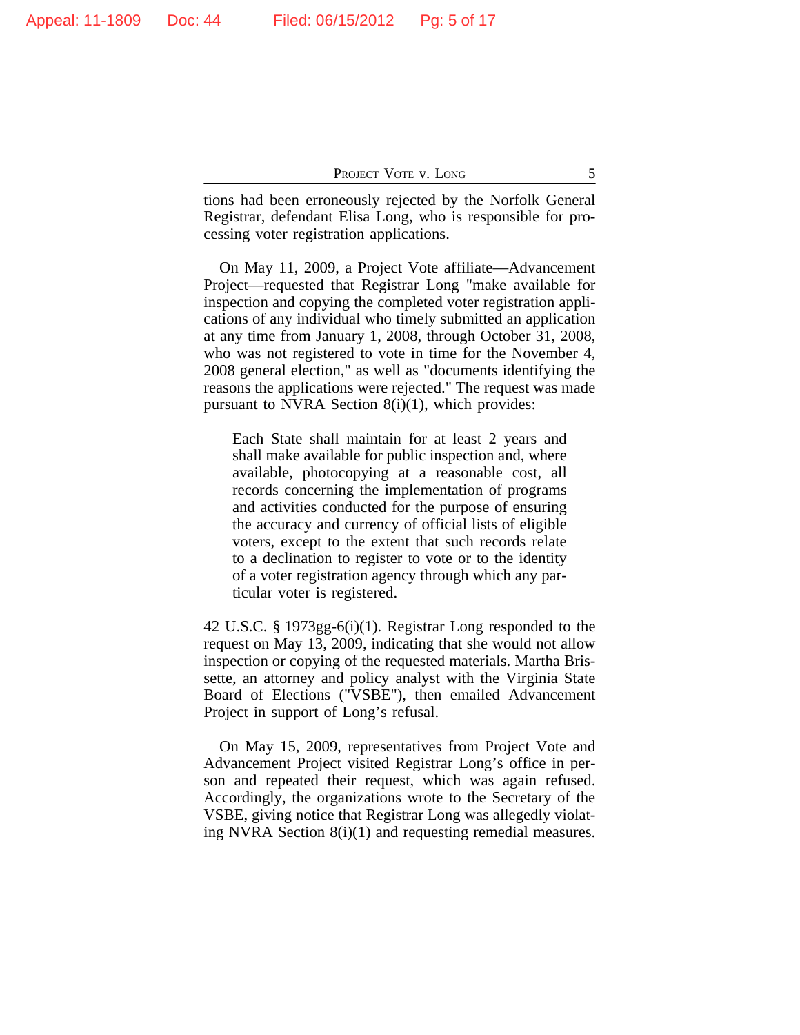tions had been erroneously rejected by the Norfolk General Registrar, defendant Elisa Long, who is responsible for processing voter registration applications.

On May 11, 2009, a Project Vote affiliate—Advancement Project—requested that Registrar Long "make available for inspection and copying the completed voter registration applications of any individual who timely submitted an application at any time from January 1, 2008, through October 31, 2008, who was not registered to vote in time for the November 4, 2008 general election," as well as "documents identifying the reasons the applications were rejected." The request was made pursuant to NVRA Section 8(i)(1), which provides:

> Each State shall maintain for at least 2 years and shall make available for public inspection and, where available, photocopying at a reasonable cost, all records concerning the implementation of programs and activities conducted for the purpose of ensuring the accuracy and currency of official lists of eligible voters, except to the extent that such records relate to a declination to register to vote or to the identity of a voter registration agency through which any particular voter is registered.

42 U.S.C. § 1973gg-6(i)(1). Registrar Long responded to the request on May 13, 2009, indicating that she would not allow inspection or copying of the requested materials. Martha Brissette, an attorney and policy analyst with the Virginia State Board of Elections ("VSBE"), then emailed Advancement Project in support of Long's refusal.

On May 15, 2009, representatives from Project Vote and Advancement Project visited Registrar Long's office in person and repeated their request, which was again refused. Accordingly, the organizations wrote to the Secretary of the VSBE, giving notice that Registrar Long was allegedly violating NVRA Section 8(i)(1) and requesting remedial measures.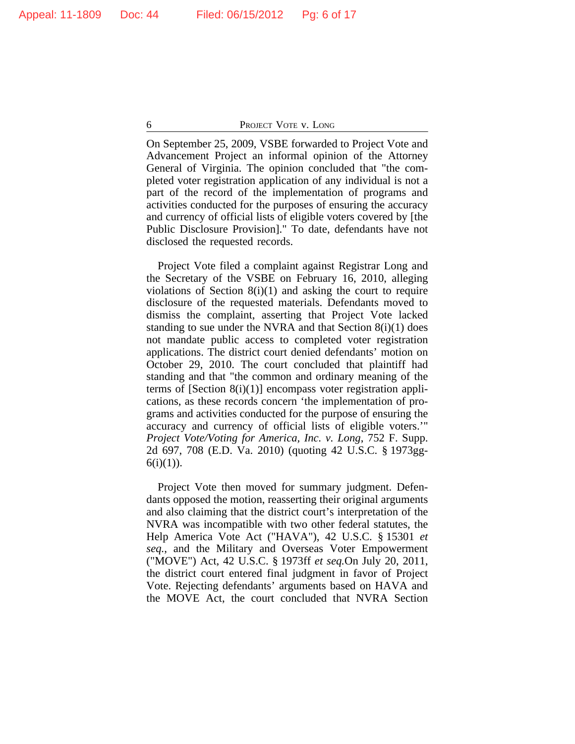On September 25, 2009, VSBE forwarded to Project Vote and Advancement Project an informal opinion of the Attorney General of Virginia. The opinion concluded that "the completed voter registration application of any individual is not a part of the record of the implementation of programs and activities conducted for the purposes of ensuring the accuracy and currency of official lists of eligible voters covered by [the Public Disclosure Provision]." To date, defendants have not disclosed the requested records.

Project Vote filed a complaint against Registrar Long and the Secretary of the VSBE on February 16, 2010, alleging violations of Section 8(i)(1) and asking the court to require disclosure of the requested materials. Defendants moved to dismiss the complaint, asserting that Project Vote lacked standing to sue under the NVRA and that Section 8(i)(1) does not mandate public access to completed voter registration applications. The district court denied defendants' motion on October 29, 2010. The court concluded that plaintiff had standing and that "the common and ordinary meaning of the terms of [Section 8(i)(1)] encompass voter registration applications, as these records concern 'the implementation of programs and activities conducted for the purpose of ensuring the accuracy and currency of official lists of eligible voters.'" *Project Vote/Voting for America, Inc. v. Long*, 752 F. Supp. 2d 697, 708 (E.D. Va. 2010) (quoting 42 U.S.C. § 1973gg-6(i)(1)).

Project Vote then moved for summary judgment. Defendants opposed the motion, reasserting their original arguments and also claiming that the district court's interpretation of the NVRA was incompatible with two other federal statutes, the Help America Vote Act ("HAVA"), 42 U.S.C. § 15301 *et seq.*, and the Military and Overseas Voter Empowerment ("MOVE") Act, 42 U.S.C. § 1973ff *et seq.*On July 20, 2011, the district court entered final judgment in favor of Project Vote. Rejecting defendants' arguments based on HAVA and the MOVE Act, the court concluded that NVRA Section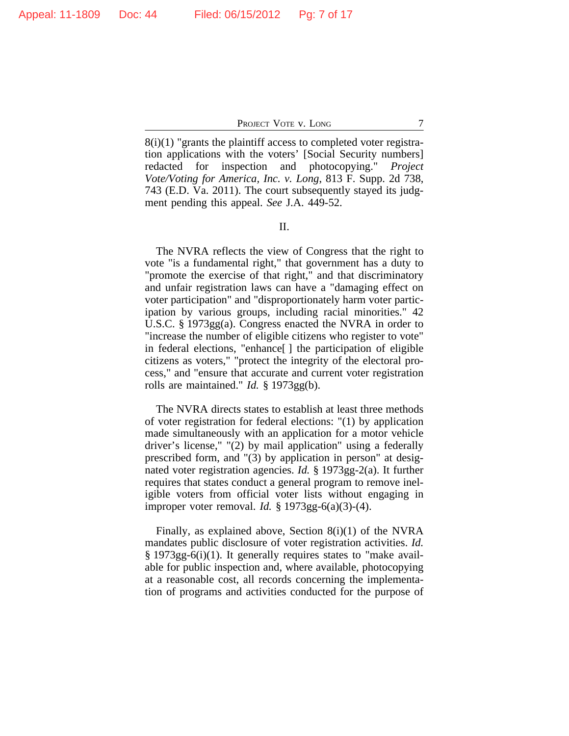8(i)(1) "grants the plaintiff access to completed voter registration applications with the voters' [Social Security numbers] redacted for inspection and photocopying." *Project Vote/Voting for America, Inc. v. Long*, 813 F. Supp. 2d 738, 743 (E.D. Va. 2011). The court subsequently stayed its judgment pending this appeal. *See* J.A. 449-52.

## II.

The NVRA reflects the view of Congress that the right to vote "is a fundamental right," that government has a duty to "promote the exercise of that right," and that discriminatory and unfair registration laws can have a "damaging effect on voter participation" and "disproportionately harm voter participation by various groups, including racial minorities." 42 U.S.C. § 1973gg(a). Congress enacted the NVRA in order to "increase the number of eligible citizens who register to vote" in federal elections, "enhance[ ] the participation of eligible citizens as voters," "protect the integrity of the electoral process," and "ensure that accurate and current voter registration rolls are maintained." *Id.* § 1973gg(b).

The NVRA directs states to establish at least three methods of voter registration for federal elections: "(1) by application made simultaneously with an application for a motor vehicle driver's license," "(2) by mail application" using a federally prescribed form, and "(3) by application in person" at designated voter registration agencies. *Id.* § 1973gg-2(a). It further requires that states conduct a general program to remove ineligible voters from official voter lists without engaging in improper voter removal. *Id.* § 1973gg-6(a)(3)-(4).

Finally, as explained above, Section 8(i)(1) of the NVRA mandates public disclosure of voter registration activities. *Id.* § 1973gg-6(i)(1). It generally requires states to "make available for public inspection and, where available, photocopying at a reasonable cost, all records concerning the implementation of programs and activities conducted for the purpose of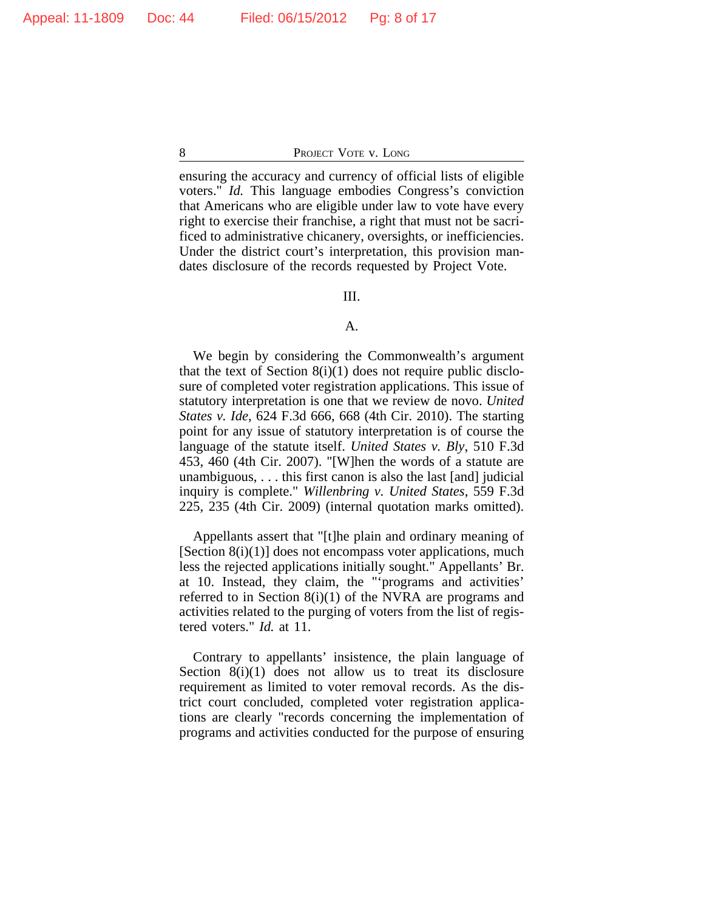ensuring the accuracy and currency of official lists of eligible voters." *Id.* This language embodies Congress's conviction that Americans who are eligible under law to vote have every right to exercise their franchise, a right that must not be sacrificed to administrative chicanery, oversights, or inefficiencies. Under the district court's interpretation, this provision mandates disclosure of the records requested by Project Vote.

III.

A.

We begin by considering the Commonwealth's argument that the text of Section 8(i)(1) does not require public disclosure of completed voter registration applications. This issue of statutory interpretation is one that we review de novo. *United States v. Ide*, 624 F.3d 666, 668 (4th Cir. 2010). The starting point for any issue of statutory interpretation is of course the language of the statute itself. *United States v. Bly*, 510 F.3d 453, 460 (4th Cir. 2007). "[W]hen the words of a statute are unambiguous, . . . this first canon is also the last [and] judicial inquiry is complete." *Willenbring v. United States*, 559 F.3d 225, 235 (4th Cir. 2009) (internal quotation marks omitted).

Appellants assert that "[t]he plain and ordinary meaning of [Section 8(i)(1)] does not encompass voter applications, much less the rejected applications initially sought." Appellants' Br. at 10. Instead, they claim, the "'programs and activities' referred to in Section 8(i)(1) of the NVRA are programs and activities related to the purging of voters from the list of registered voters." *Id.* at 11.

Contrary to appellants' insistence, the plain language of Section 8(i)(1) does not allow us to treat its disclosure requirement as limited to voter removal records. As the district court concluded, completed voter registration applications are clearly "records concerning the implementation of programs and activities conducted for the purpose of ensuring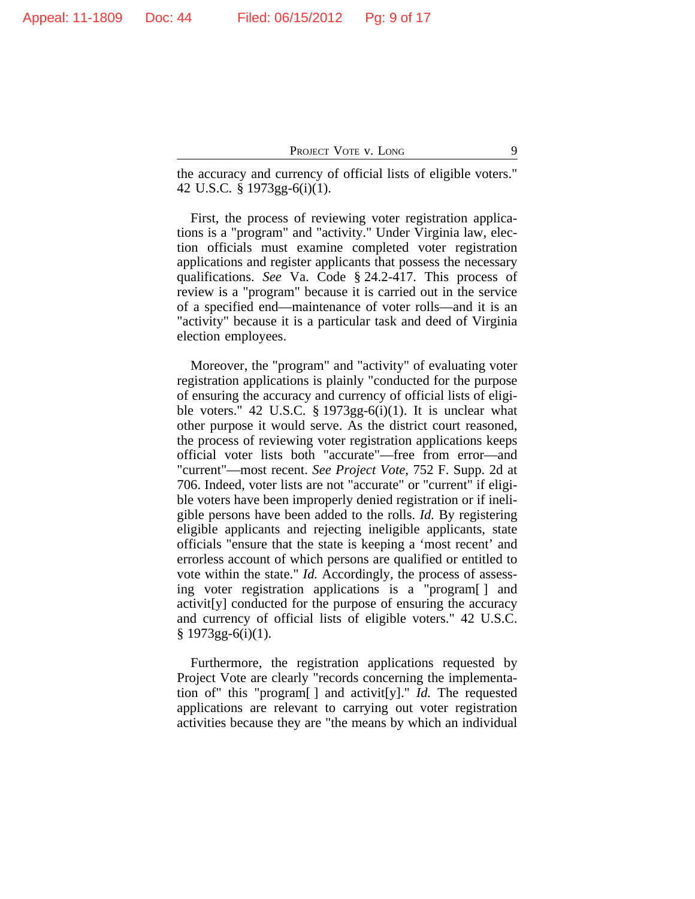the accuracy and currency of official lists of eligible voters." 42 U.S.C. § 1973gg-6(i)(1).

First, the process of reviewing voter registration applications is a "program" and "activity." Under Virginia law, election officials must examine completed voter registration applications and register applicants that possess the necessary qualifications. *See* Va. Code § 24.2-417. This process of review is a "program" because it is carried out in the service of a specified end—maintenance of voter rolls—and it is an "activity" because it is a particular task and deed of Virginia election employees.

Moreover, the "program" and "activity" of evaluating voter registration applications is plainly "conducted for the purpose of ensuring the accuracy and currency of official lists of eligible voters." 42 U.S.C. § 1973gg-6(i)(1). It is unclear what other purpose it would serve. As the district court reasoned, the process of reviewing voter registration applications keeps official voter lists both "accurate"—free from error—and "current"—most recent. *See Project Vote*, 752 F. Supp. 2d at 706. Indeed, voter lists are not "accurate" or "current" if eligible voters have been improperly denied registration or if ineligible persons have been added to the rolls. *Id.* By registering eligible applicants and rejecting ineligible applicants, state officials "ensure that the state is keeping a 'most recent' and errorless account of which persons are qualified or entitled to vote within the state." *Id.* Accordingly, the process of assessing voter registration applications is a "program[ ] and activit[y] conducted for the purpose of ensuring the accuracy and currency of official lists of eligible voters." 42 U.S.C. § 1973gg-6(i)(1).

Furthermore, the registration applications requested by Project Vote are clearly "records concerning the implementation of" this "program[ ] and activit[y]." *Id.* The requested applications are relevant to carrying out voter registration activities because they are "the means by which an individual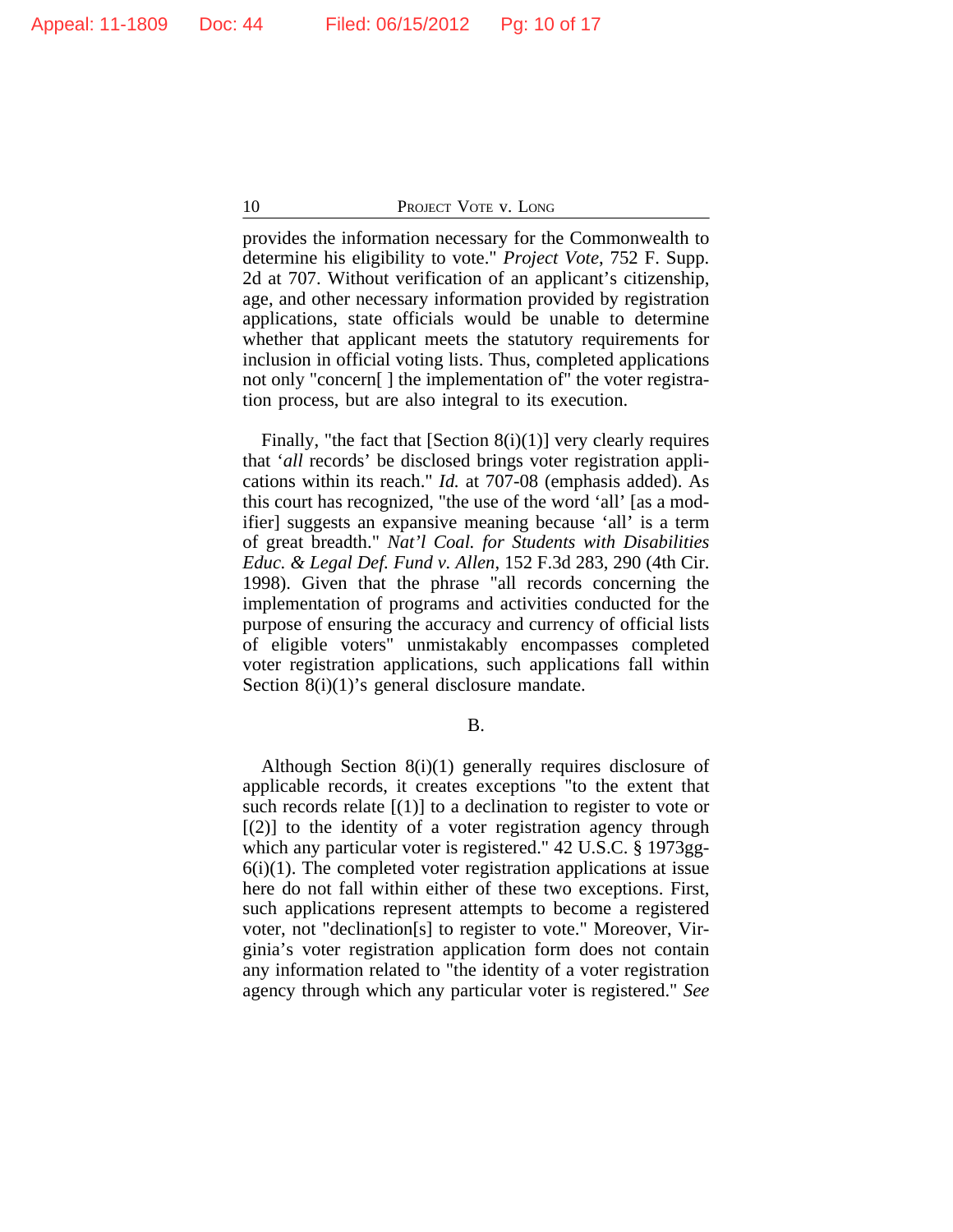provides the information necessary for the Commonwealth to determine his eligibility to vote." *Project Vote*, 752 F. Supp. 2d at 707. Without verification of an applicant's citizenship, age, and other necessary information provided by registration applications, state officials would be unable to determine whether that applicant meets the statutory requirements for inclusion in official voting lists. Thus, completed applications not only "concern[ ] the implementation of" the voter registration process, but are also integral to its execution.

Finally, "the fact that [Section 8(i)(1)] very clearly requires that '*all* records' be disclosed brings voter registration applications within its reach." *Id.* at 707-08 (emphasis added). As this court has recognized, "the use of the word 'all' [as a modifier] suggests an expansive meaning because 'all' is a term of great breadth." *Nat'l Coal. for Students with Disabilities Educ. & Legal Def. Fund v. Allen*, 152 F.3d 283, 290 (4th Cir. 1998). Given that the phrase "all records concerning the implementation of programs and activities conducted for the purpose of ensuring the accuracy and currency of official lists of eligible voters" unmistakably encompasses completed voter registration applications, such applications fall within Section 8(i)(1)'s general disclosure mandate.

B.

Although Section 8(i)(1) generally requires disclosure of applicable records, it creates exceptions "to the extent that such records relate [(1)] to a declination to register to vote or [(2)] to the identity of a voter registration agency through which any particular voter is registered." 42 U.S.C. § 1973gg-6(i)(1). The completed voter registration applications at issue here do not fall within either of these two exceptions. First, such applications represent attempts to become a registered voter, not "declination[s] to register to vote." Moreover, Virginia's voter registration application form does not contain any information related to "the identity of a voter registration agency through which any particular voter is registered." *See*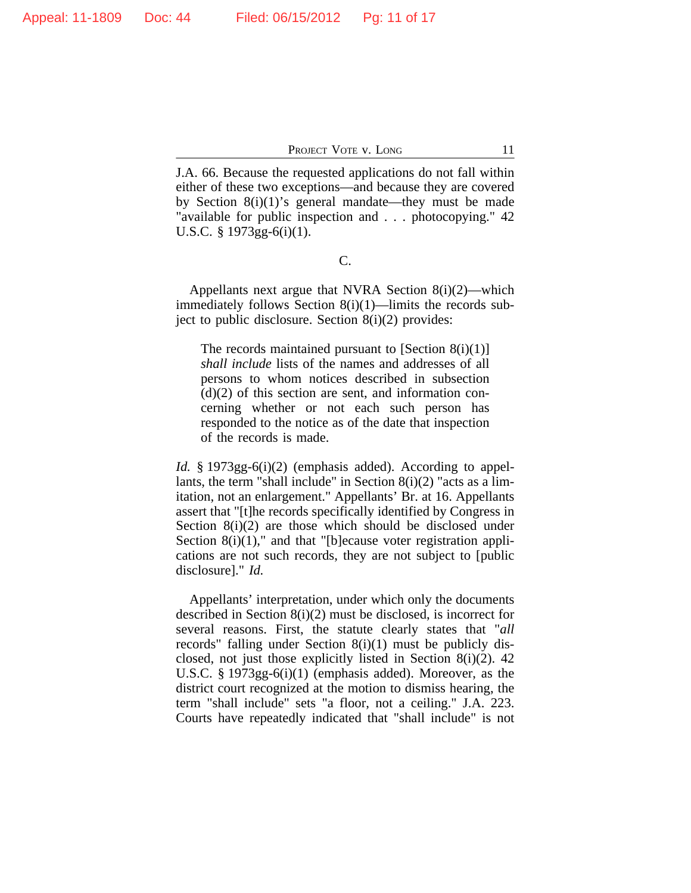J.A. 66. Because the requested applications do not fall within either of these two exceptions—and because they are covered by Section 8(i)(1)'s general mandate—they must be made "available for public inspection and . . . photocopying." 42 U.S.C. § 1973gg-6(i)(1).

C.

Appellants next argue that NVRA Section 8(i)(2)—which immediately follows Section 8(i)(1)—limits the records subject to public disclosure. Section 8(i)(2) provides:

> The records maintained pursuant to [Section 8(i)(1)] *shall include* lists of the names and addresses of all persons to whom notices described in subsection (d)(2) of this section are sent, and information concerning whether or not each such person has responded to the notice as of the date that inspection of the records is made.

*Id.* § 1973gg-6(i)(2) (emphasis added). According to appellants, the term "shall include" in Section 8(i)(2) "acts as a limitation, not an enlargement." Appellants' Br. at 16. Appellants assert that "[t]he records specifically identified by Congress in Section 8(i)(2) are those which should be disclosed under Section 8(i)(1)," and that "[b]ecause voter registration applications are not such records, they are not subject to [public disclosure]." *Id.*

Appellants' interpretation, under which only the documents described in Section 8(i)(2) must be disclosed, is incorrect for several reasons. First, the statute clearly states that "*all* records" falling under Section 8(i)(1) must be publicly disclosed, not just those explicitly listed in Section 8(i)(2). 42 U.S.C. § 1973gg-6(i)(1) (emphasis added). Moreover, as the district court recognized at the motion to dismiss hearing, the term "shall include" sets "a floor, not a ceiling." J.A. 223. Courts have repeatedly indicated that "shall include" is not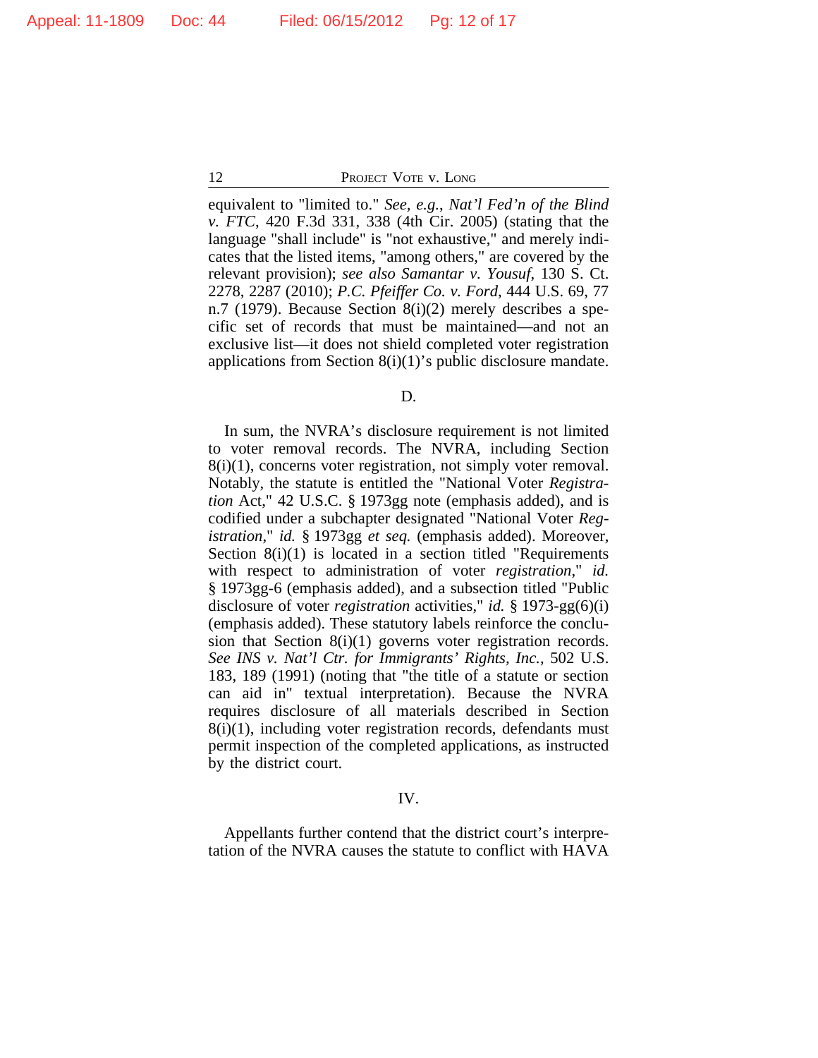equivalent to "limited to." *See, e.g.*, *Nat'l Fed'n of the Blind v. FTC*, 420 F.3d 331, 338 (4th Cir. 2005) (stating that the language "shall include" is "not exhaustive," and merely indicates that the listed items, "among others," are covered by the relevant provision); *see also Samantar v. Yousuf*, 130 S. Ct. 2278, 2287 (2010); *P.C. Pfeiffer Co. v. Ford*, 444 U.S. 69, 77 n.7 (1979). Because Section 8(i)(2) merely describes a specific set of records that must be maintained—and not an exclusive list—it does not shield completed voter registration applications from Section 8(i)(1)'s public disclosure mandate.

D.

In sum, the NVRA's disclosure requirement is not limited to voter removal records. The NVRA, including Section 8(i)(1), concerns voter registration, not simply voter removal. Notably, the statute is entitled the "National Voter *Registration* Act," 42 U.S.C. § 1973gg note (emphasis added), and is codified under a subchapter designated "National Voter *Registration*," *id.* § 1973gg *et seq.* (emphasis added). Moreover, Section 8(i)(1) is located in a section titled "Requirements with respect to administration of voter *registration*," *id.* § 1973gg-6 (emphasis added), and a subsection titled "Public disclosure of voter *registration* activities," *id.* § 1973-gg(6)(i) (emphasis added). These statutory labels reinforce the conclusion that Section 8(i)(1) governs voter registration records. *See INS v. Nat'l Ctr. for Immigrants' Rights, Inc.*, 502 U.S. 183, 189 (1991) (noting that "the title of a statute or section can aid in" textual interpretation). Because the NVRA requires disclosure of all materials described in Section 8(i)(1), including voter registration records, defendants must permit inspection of the completed applications, as instructed by the district court.

IV.

Appellants further contend that the district court's interpretation of the NVRA causes the statute to conflict with HAVA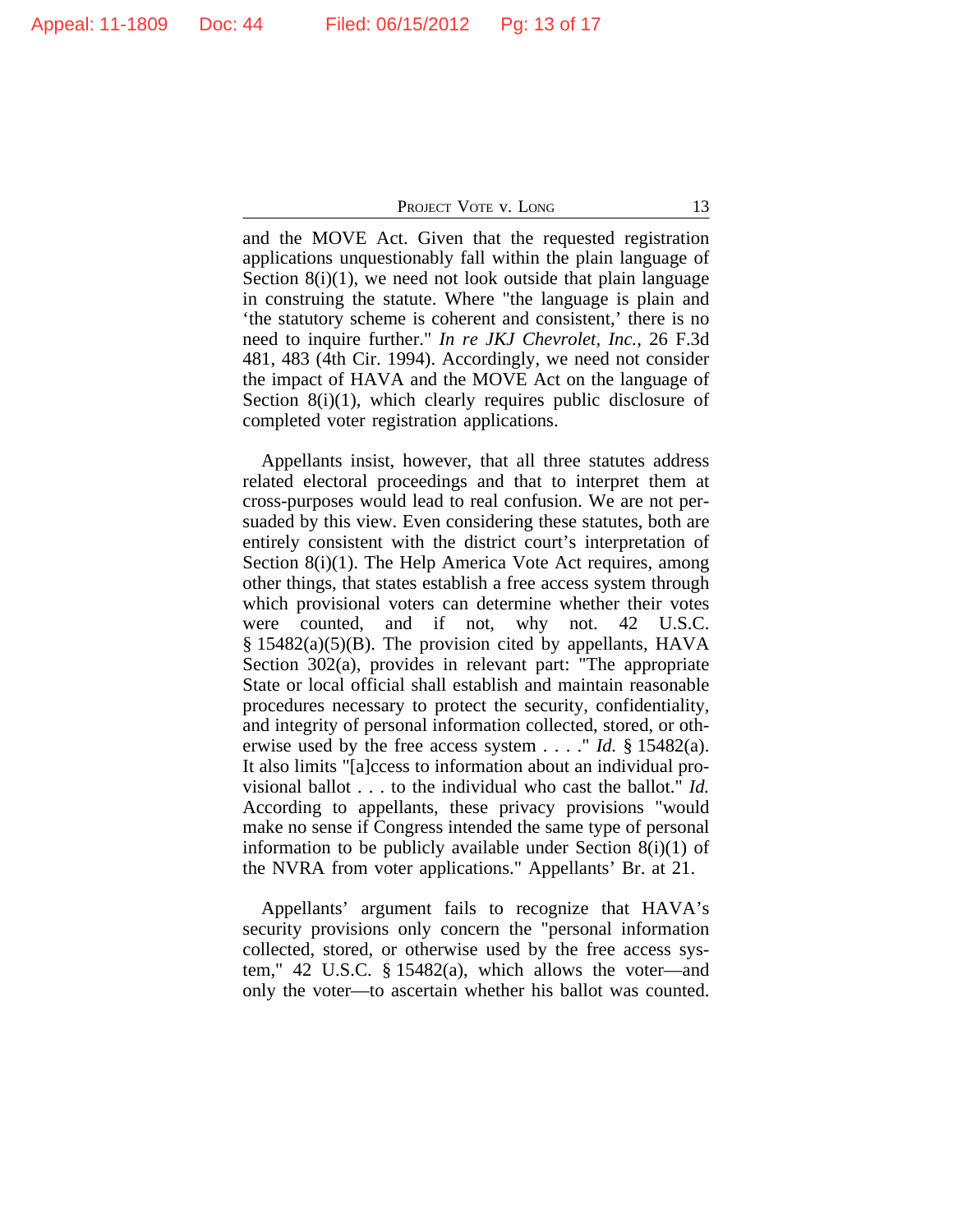and the MOVE Act. Given that the requested registration applications unquestionably fall within the plain language of Section 8(i)(1), we need not look outside that plain language in construing the statute. Where "the language is plain and 'the statutory scheme is coherent and consistent,' there is no need to inquire further." *In re JKJ Chevrolet, Inc.*, 26 F.3d 481, 483 (4th Cir. 1994). Accordingly, we need not consider the impact of HAVA and the MOVE Act on the language of Section 8(i)(1), which clearly requires public disclosure of completed voter registration applications.

Appellants insist, however, that all three statutes address related electoral proceedings and that to interpret them at cross-purposes would lead to real confusion. We are not persuaded by this view. Even considering these statutes, both are entirely consistent with the district court's interpretation of Section 8(i)(1). The Help America Vote Act requires, among other things, that states establish a free access system through which provisional voters can determine whether their votes were counted, and if not, why not. 42 U.S.C. § 15482(a)(5)(B). The provision cited by appellants, HAVA Section 302(a), provides in relevant part: "The appropriate State or local official shall establish and maintain reasonable procedures necessary to protect the security, confidentiality, and integrity of personal information collected, stored, or otherwise used by the free access system . . . ." *Id.* § 15482(a). It also limits "[a]ccess to information about an individual provisional ballot . . . to the individual who cast the ballot." *Id.* According to appellants, these privacy provisions "would make no sense if Congress intended the same type of personal information to be publicly available under Section 8(i)(1) of the NVRA from voter applications." Appellants' Br. at 21.

Appellants' argument fails to recognize that HAVA's security provisions only concern the "personal information collected, stored, or otherwise used by the free access system," 42 U.S.C. § 15482(a), which allows the voter—and only the voter—to ascertain whether his ballot was counted.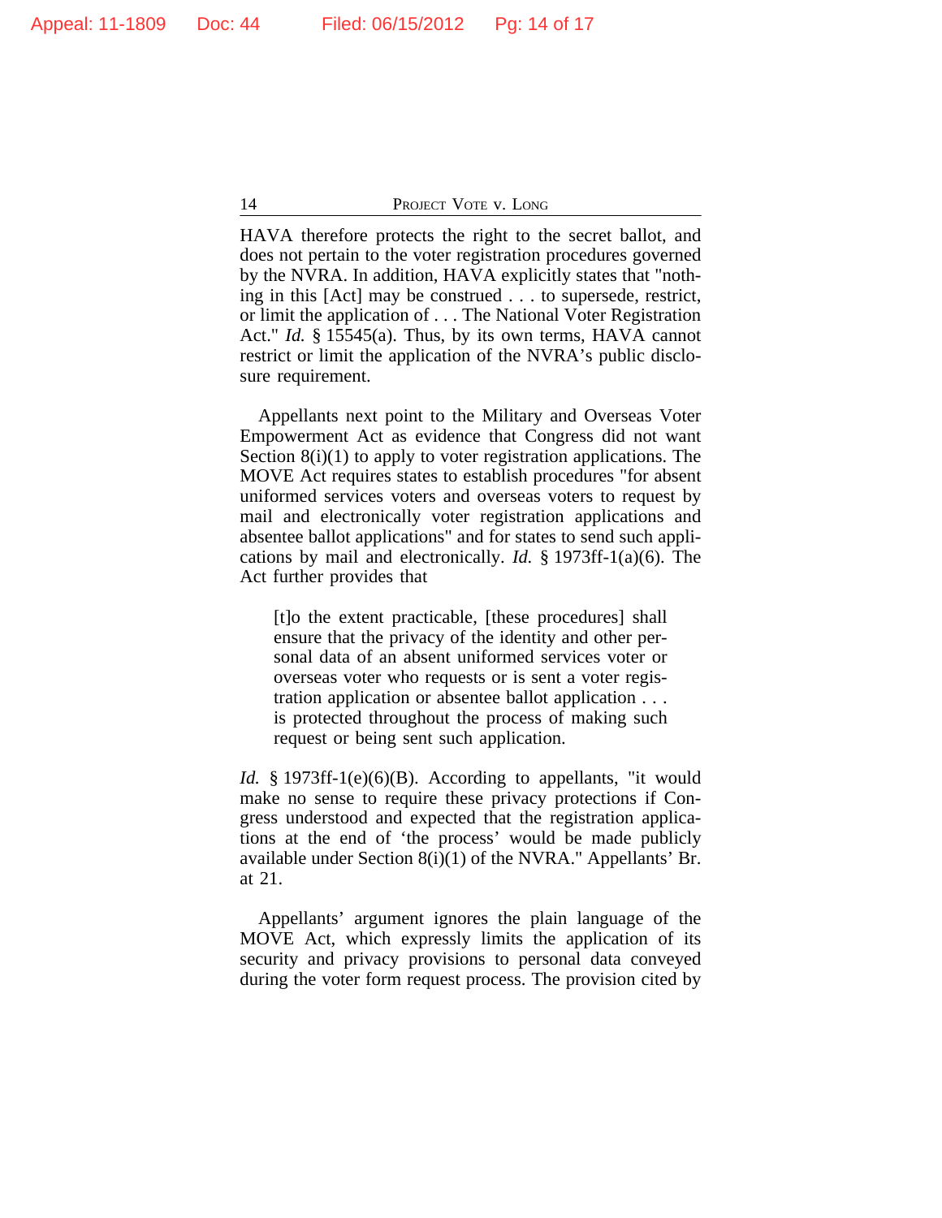HAVA therefore protects the right to the secret ballot, and does not pertain to the voter registration procedures governed by the NVRA. In addition, HAVA explicitly states that "nothing in this [Act] may be construed . . . to supersede, restrict, or limit the application of . . . The National Voter Registration Act." *Id.* § 15545(a). Thus, by its own terms, HAVA cannot restrict or limit the application of the NVRA's public disclosure requirement.

Appellants next point to the Military and Overseas Voter Empowerment Act as evidence that Congress did not want Section 8(i)(1) to apply to voter registration applications. The MOVE Act requires states to establish procedures "for absent uniformed services voters and overseas voters to request by mail and electronically voter registration applications and absentee ballot applications" and for states to send such applications by mail and electronically. *Id.* § 1973ff-1(a)(6). The Act further provides that

> [t]o the extent practicable, [these procedures] shall ensure that the privacy of the identity and other personal data of an absent uniformed services voter or overseas voter who requests or is sent a voter registration application or absentee ballot application . . . is protected throughout the process of making such request or being sent such application.

*Id.* § 1973ff-1(e)(6)(B). According to appellants, "it would make no sense to require these privacy protections if Congress understood and expected that the registration applications at the end of 'the process' would be made publicly available under Section 8(i)(1) of the NVRA." Appellants' Br. at 21.

Appellants' argument ignores the plain language of the MOVE Act, which expressly limits the application of its security and privacy provisions to personal data conveyed during the voter form request process. The provision cited by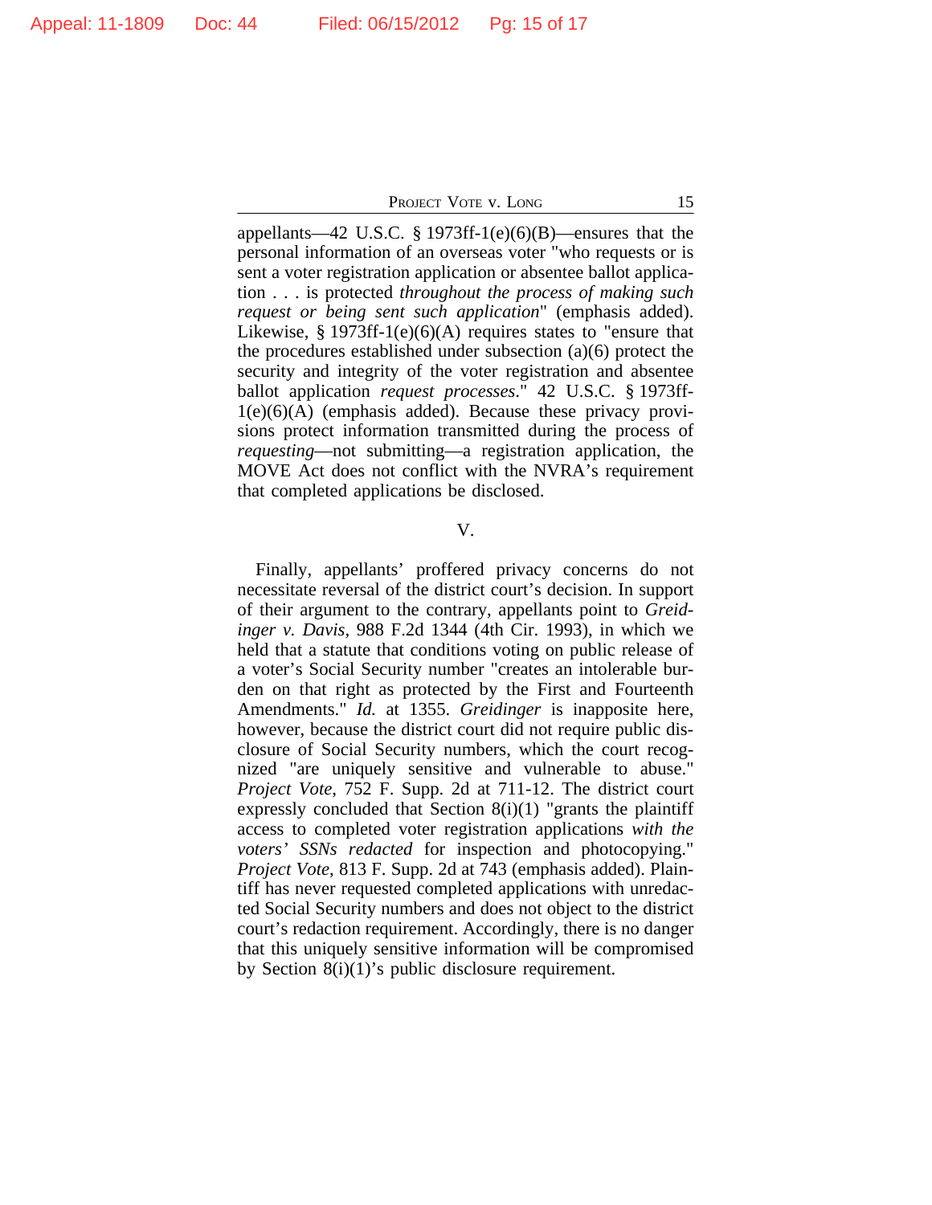appellants—42 U.S.C. § 1973ff-1(e)(6)(B)—ensures that the personal information of an overseas voter "who requests or is sent a voter registration application or absentee ballot application . . . is protected *throughout the process of making such request or being sent such application*" (emphasis added). Likewise, § 1973ff-1(e)(6)(A) requires states to "ensure that the procedures established under subsection (a)(6) protect the security and integrity of the voter registration and absentee ballot application *request processes*." 42 U.S.C. § 1973ff-1(e)(6)(A) (emphasis added). Because these privacy provisions protect information transmitted during the process of *requesting*—not submitting—a registration application, the MOVE Act does not conflict with the NVRA's requirement that completed applications be disclosed.

## V.

Finally, appellants' proffered privacy concerns do not necessitate reversal of the district court's decision. In support of their argument to the contrary, appellants point to *Greidinger v. Davis*, 988 F.2d 1344 (4th Cir. 1993), in which we held that a statute that conditions voting on public release of a voter's Social Security number "creates an intolerable burden on that right as protected by the First and Fourteenth Amendments." *Id.* at 1355. *Greidinger* is inapposite here, however, because the district court did not require public disclosure of Social Security numbers, which the court recognized "are uniquely sensitive and vulnerable to abuse." *Project Vote*, 752 F. Supp. 2d at 711-12. The district court expressly concluded that Section 8(i)(1) "grants the plaintiff access to completed voter registration applications *with the voters' SSNs redacted* for inspection and photocopying." *Project Vote*, 813 F. Supp. 2d at 743 (emphasis added). Plaintiff has never requested completed applications with unredacted Social Security numbers and does not object to the district court's redaction requirement. Accordingly, there is no danger that this uniquely sensitive information will be compromised by Section 8(i)(1)'s public disclosure requirement.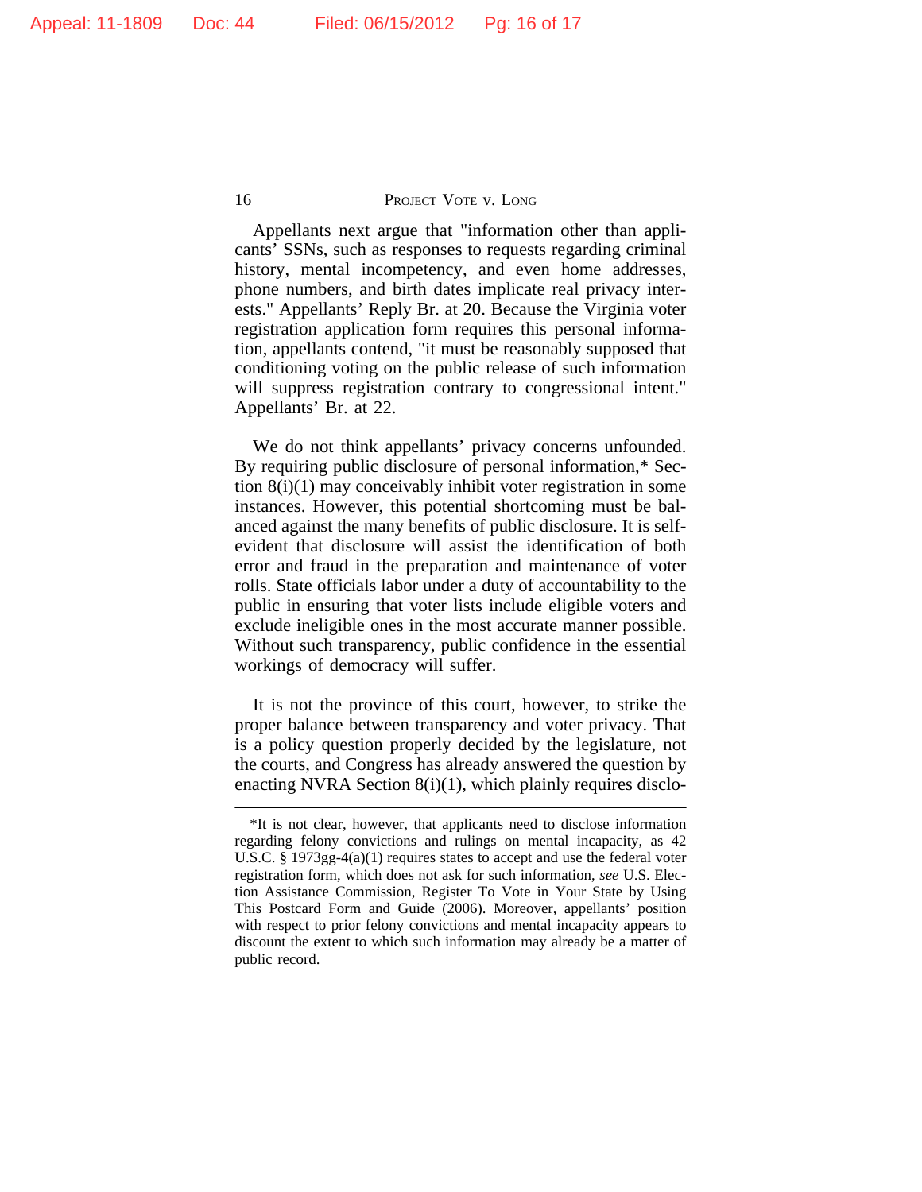Appellants next argue that "information other than applicants' SSNs, such as responses to requests regarding criminal history, mental incompetency, and even home addresses, phone numbers, and birth dates implicate real privacy interests." Appellants' Reply Br. at 20. Because the Virginia voter registration application form requires this personal information, appellants contend, "it must be reasonably supposed that conditioning voting on the public release of such information will suppress registration contrary to congressional intent." Appellants' Br. at 22.

We do not think appellants' privacy concerns unfounded. By requiring public disclosure of personal information,* Section 8(i)(1) may conceivably inhibit voter registration in some instances. However, this potential shortcoming must be balanced against the many benefits of public disclosure. It is self-evident that disclosure will assist the identification of both error and fraud in the preparation and maintenance of voter rolls. State officials labor under a duty of accountability to the public in ensuring that voter lists include eligible voters and exclude ineligible ones in the most accurate manner possible. Without such transparency, public confidence in the essential workings of democracy will suffer.

It is not the province of this court, however, to strike the proper balance between transparency and voter privacy. That is a policy question properly decided by the legislature, not the courts, and Congress has already answered the question by enacting NVRA Section 8(i)(1), which plainly requires disclo-

---

*It is not clear, however, that applicants need to disclose information regarding felony convictions and rulings on mental incapacity, as 42 U.S.C. § 1973gg-4(a)(1) requires states to accept and use the federal voter registration form, which does not ask for such information, *see* U.S. Election Assistance Commission, Register To Vote in Your State by Using This Postcard Form and Guide (2006). Moreover, appellants' position with respect to prior felony convictions and mental incapacity appears to discount the extent to which such information may already be a matter of public record.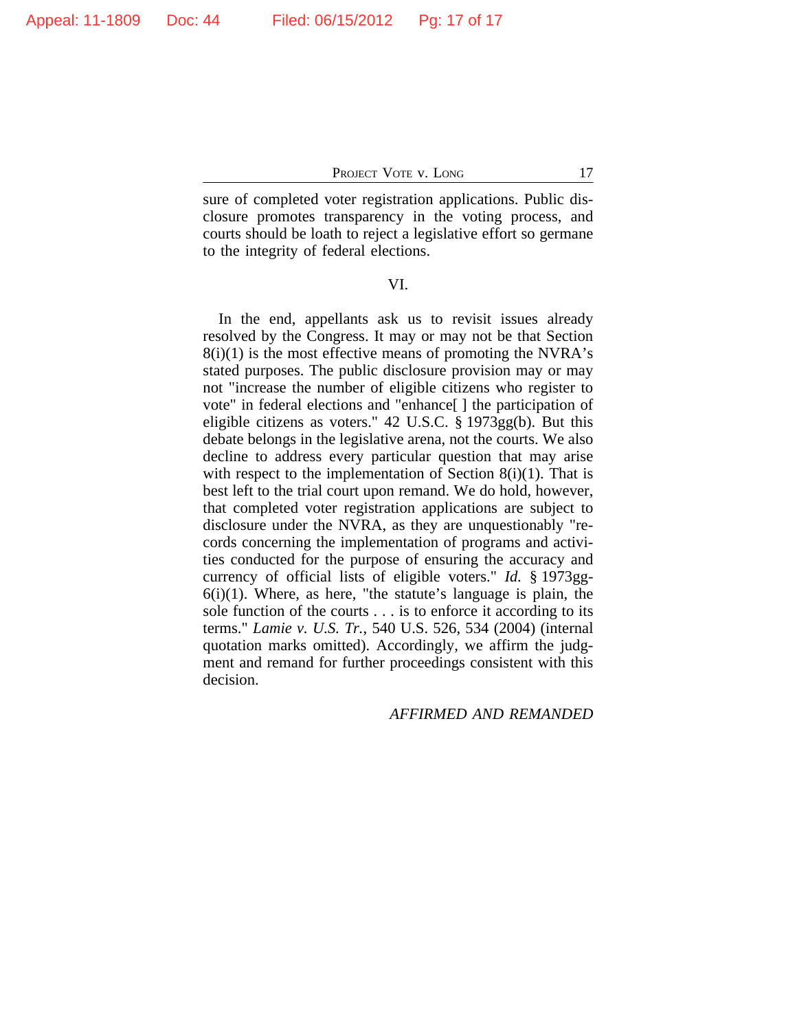sure of completed voter registration applications. Public disclosure promotes transparency in the voting process, and courts should be loath to reject a legislative effort so germane to the integrity of federal elections.

## VI.

In the end, appellants ask us to revisit issues already resolved by the Congress. It may or may not be that Section 8(i)(1) is the most effective means of promoting the NVRA's stated purposes. The public disclosure provision may or may not "increase the number of eligible citizens who register to vote" in federal elections and "enhance[ ] the participation of eligible citizens as voters." 42 U.S.C. § 1973gg(b). But this debate belongs in the legislative arena, not the courts. We also decline to address every particular question that may arise with respect to the implementation of Section 8(i)(1). That is best left to the trial court upon remand. We do hold, however, that completed voter registration applications are subject to disclosure under the NVRA, as they are unquestionably "records concerning the implementation of programs and activities conducted for the purpose of ensuring the accuracy and currency of official lists of eligible voters." *Id.* § 1973gg-6(i)(1). Where, as here, "the statute's language is plain, the sole function of the courts . . . is to enforce it according to its terms." *Lamie v. U.S. Tr.*, 540 U.S. 526, 534 (2004) (internal quotation marks omitted). Accordingly, we affirm the judgment and remand for further proceedings consistent with this decision.

*AFFIRMED AND REMANDED*